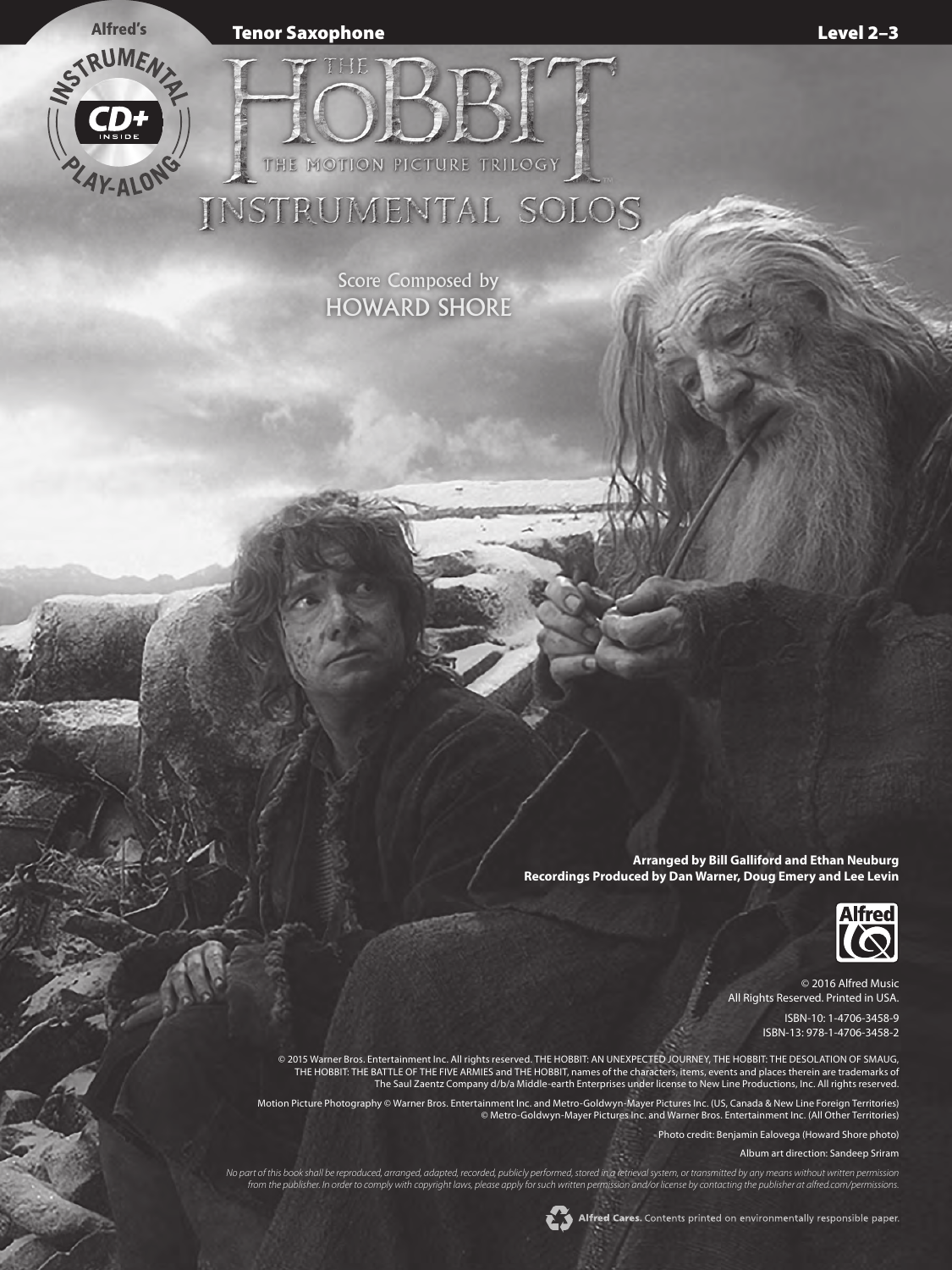Alfred's INSTRUMENTAL PLAY-ALONG CD+ INSIDE

**Tenor Saxophone** **Level 2–3**

# THE HOBBIT

## THE MOTION PICTURE TRILOGY

# INSTRUMENTAL SOLOS

Score Composed by
HOWARD SHORE

**Arranged by Bill Galliford and Ethan Neuburg**
**Recordings Produced by Dan Warner, Doug Emery and Lee Levin**

Alfred

© 2016 Alfred Music
All Rights Reserved. Printed in USA.

ISBN-10: 1-4706-3458-9
ISBN-13: 978-1-4706-3458-2

© 2015 Warner Bros. Entertainment Inc. All rights reserved. THE HOBBIT: AN UNEXPECTED JOURNEY, THE HOBBIT: THE DESOLATION OF SMAUG, THE HOBBIT: THE BATTLE OF THE FIVE ARMIES and THE HOBBIT, names of the characters, items, events and places therein are trademarks of The Saul Zaentz Company d/b/a Middle-earth Enterprises under license to New Line Productions, Inc. All rights reserved.

Motion Picture Photography © Warner Bros. Entertainment Inc. and Metro-Goldwyn-Mayer Pictures Inc. (US, Canada & New Line Foreign Territories) © Metro-Goldwyn-Mayer Pictures Inc. and Warner Bros. Entertainment Inc. (All Other Territories)

Photo credit: Benjamin Ealovega (Howard Shore photo)

Album art direction: Sandeep Sriram

*No part of this book shall be reproduced, arranged, adapted, recorded, publicly performed, stored in a retrieval system, or transmitted by any means without written permission from the publisher. In order to comply with copyright laws, please apply for such written permission and/or license by contacting the publisher at alfred.com/permissions.*

**Alfred Cares.** Contents printed on environmentally responsible paper.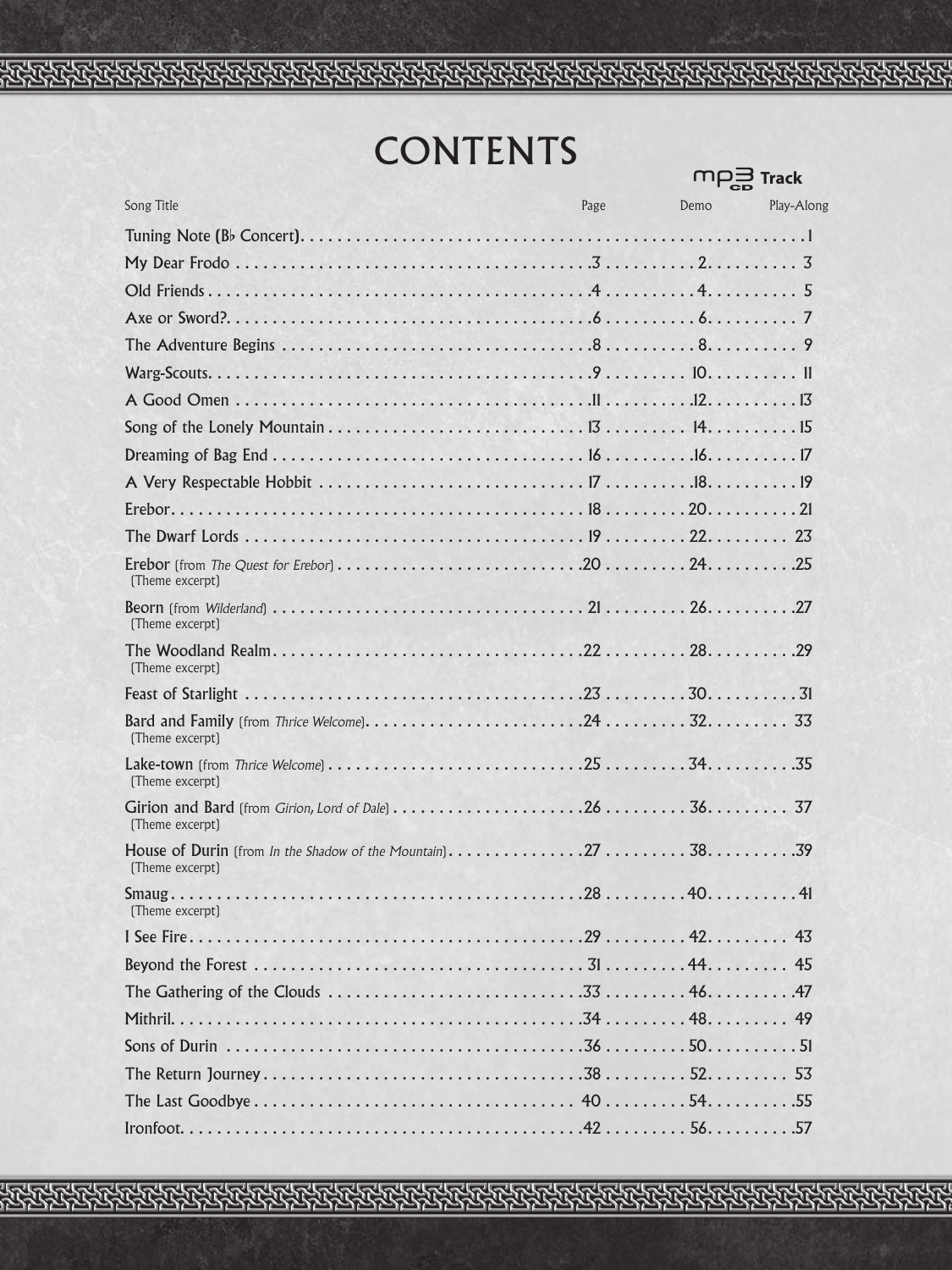# CONTENTS

| Song Title | Page | MP3 CD Track Demo | MP3 CD Track Play-Along |
|---|---|---|---|
| Tuning Note (B♭ Concert) | | | 1 |
| My Dear Frodo | 3 | 2 | 3 |
| Old Friends | 4 | 4 | 5 |
| Axe or Sword? | 6 | 6 | 7 |
| The Adventure Begins | 8 | 8 | 9 |
| Warg-Scouts | 9 | 10 | 11 |
| A Good Omen | 11 | 12 | 13 |
| Song of the Lonely Mountain | 13 | 14 | 15 |
| Dreaming of Bag End | 16 | 16 | 17 |
| A Very Respectable Hobbit | 17 | 18 | 19 |
| Erebor | 18 | 20 | 21 |
| The Dwarf Lords | 19 | 22 | 23 |
| Erebor (from *The Quest for Erebor*) (Theme excerpt) | 20 | 24 | 25 |
| Beorn (from *Wilderland*) (Theme excerpt) | 21 | 26 | 27 |
| The Woodland Realm (Theme excerpt) | 22 | 28 | 29 |
| Feast of Starlight | 23 | 30 | 31 |
| Bard and Family (from *Thrice Welcome*) (Theme excerpt) | 24 | 32 | 33 |
| Lake-town (from *Thrice Welcome*) (Theme excerpt) | 25 | 34 | 35 |
| Girion and Bard (from *Girion, Lord of Dale*) (Theme excerpt) | 26 | 36 | 37 |
| House of Durin (from *In the Shadow of the Mountain*) (Theme excerpt) | 27 | 38 | 39 |
| Smaug (Theme excerpt) | 28 | 40 | 41 |
| I See Fire | 29 | 42 | 43 |
| Beyond the Forest | 31 | 44 | 45 |
| The Gathering of the Clouds | 33 | 46 | 47 |
| Mithril | 34 | 48 | 49 |
| Sons of Durin | 36 | 50 | 51 |
| The Return Journey | 38 | 52 | 53 |
| The Last Goodbye | 40 | 54 | 55 |
| Ironfoot | 42 | 56 | 57 |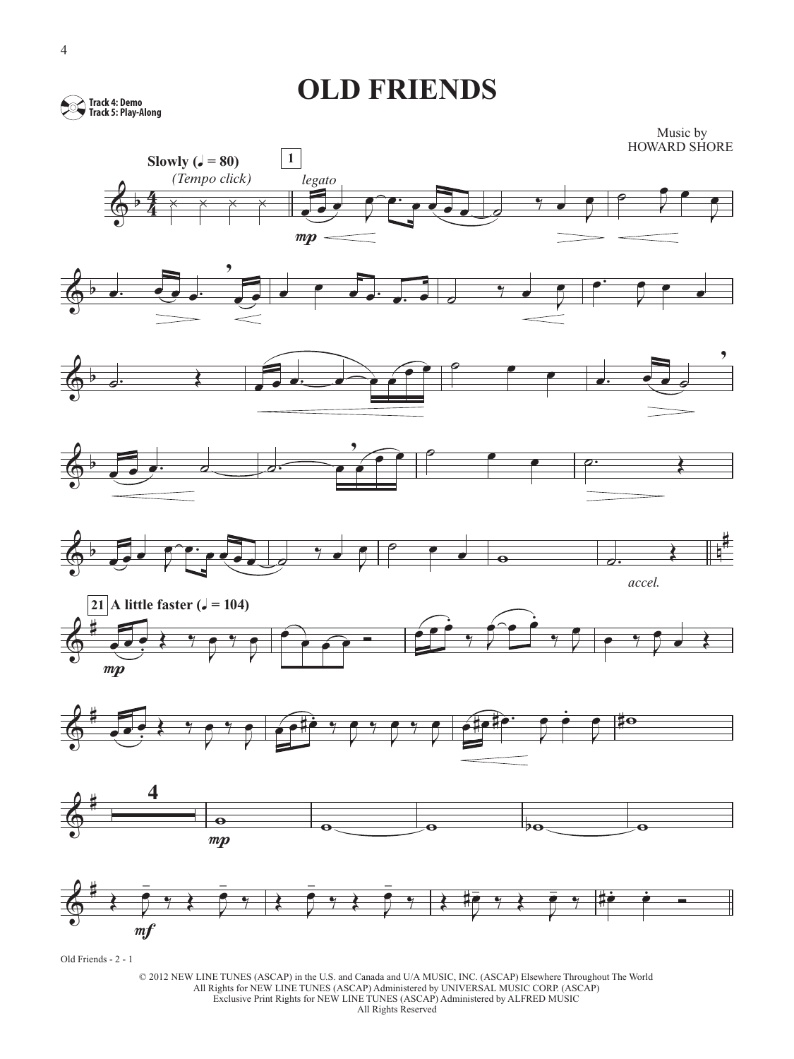# OLD FRIENDS

Track 4: Demo
Track 5: Play-Along

Music by
HOWARD SHORE

Old Friends - 2 - 1

© 2012 NEW LINE TUNES (ASCAP) in the U.S. and Canada and U/A MUSIC, INC. (ASCAP) Elsewhere Throughout The World
All Rights for NEW LINE TUNES (ASCAP) Administered by UNIVERSAL MUSIC CORP. (ASCAP)
Exclusive Print Rights for NEW LINE TUNES (ASCAP) Administered by ALFRED MUSIC
All Rights Reserved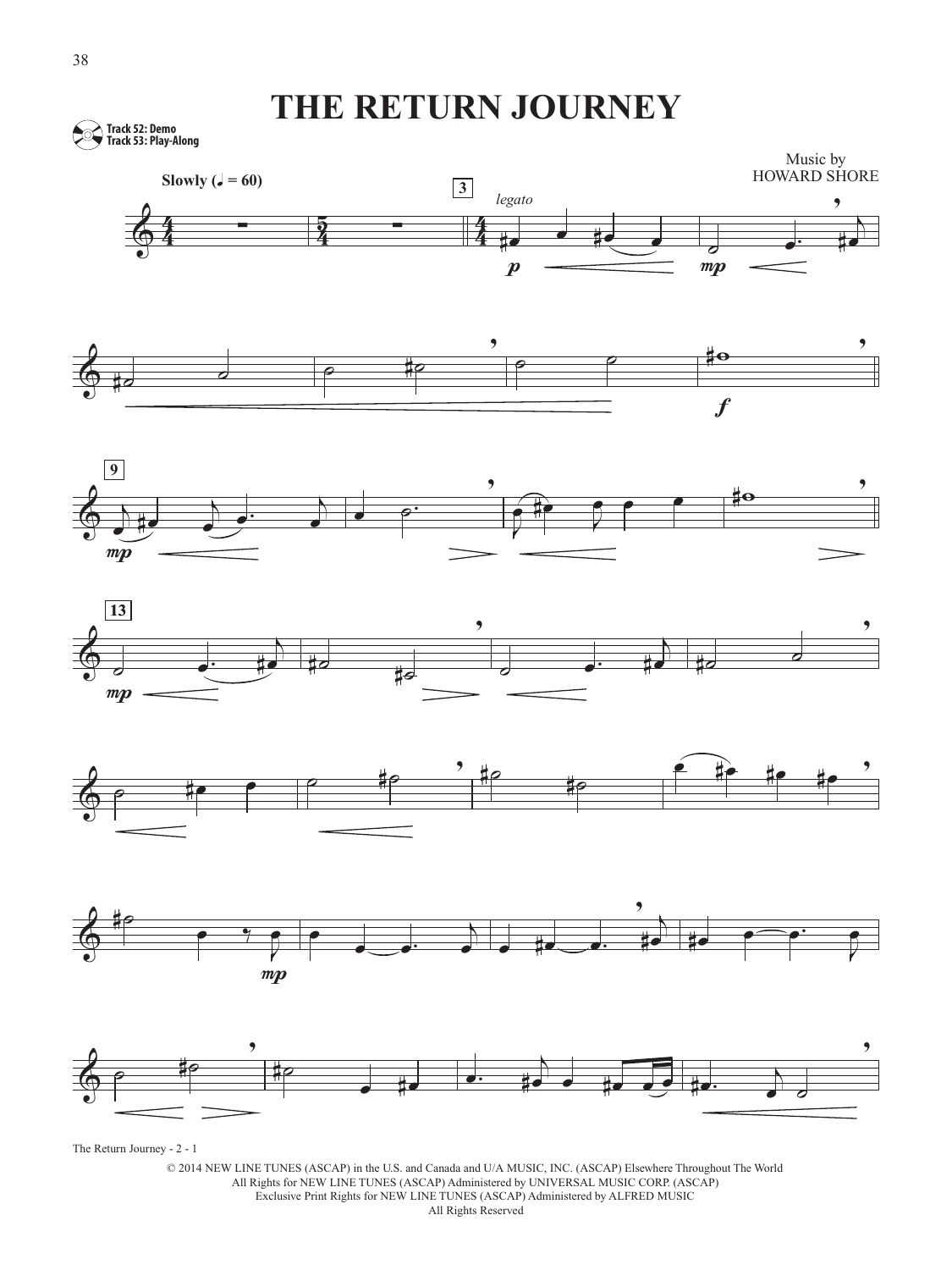# THE RETURN JOURNEY

Track 52: Demo
Track 53: Play-Along

Music by
HOWARD SHORE

Slowly (♩ = 60)

The Return Journey - 2 - 1

© 2014 NEW LINE TUNES (ASCAP) in the U.S. and Canada and U/A MUSIC, INC. (ASCAP) Elsewhere Throughout The World
All Rights for NEW LINE TUNES (ASCAP) Administered by UNIVERSAL MUSIC CORP. (ASCAP)
Exclusive Print Rights for NEW LINE TUNES (ASCAP) Administered by ALFRED MUSIC
All Rights Reserved